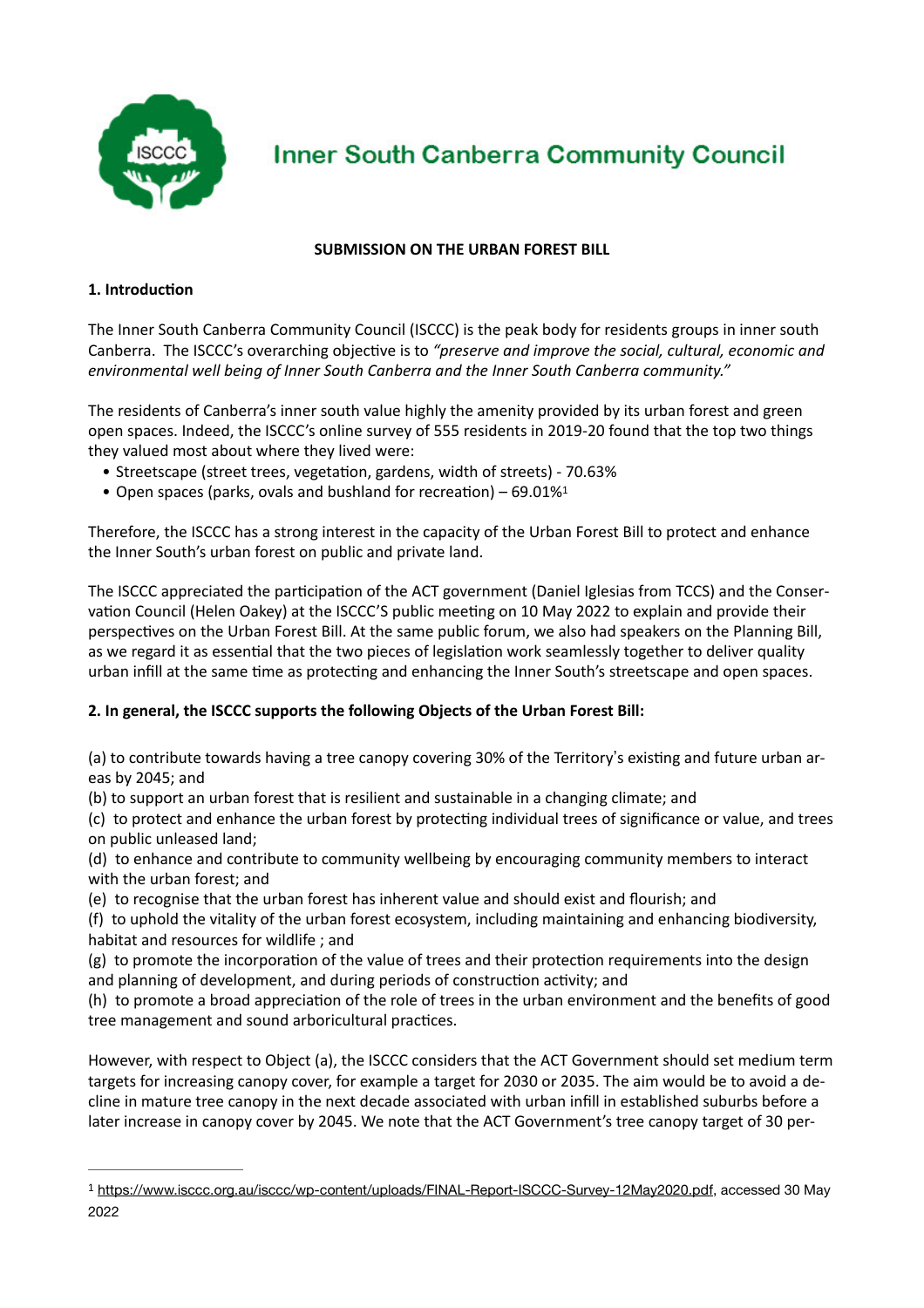# Inner South Canberra Community Council

**SUBMISSION ON THE URBAN FOREST BILL**

**1. Introduction**

The Inner South Canberra Community Council (ISCCC) is the peak body for residents groups in inner south Canberra. The ISCCC's overarching objective is to *"preserve and improve the social, cultural, economic and environmental well being of Inner South Canberra and the Inner South Canberra community."*

The residents of Canberra's inner south value highly the amenity provided by its urban forest and green open spaces. Indeed, the ISCCC's online survey of 555 residents in 2019-20 found that the top two things they valued most about where they lived were:

- Streetscape (street trees, vegetation, gardens, width of streets) - 70.63%
- Open spaces (parks, ovals and bushland for recreation) – 69.01%[1]

Therefore, the ISCCC has a strong interest in the capacity of the Urban Forest Bill to protect and enhance the Inner South's urban forest on public and private land.

The ISCCC appreciated the participation of the ACT government (Daniel Iglesias from TCCS) and the Conservation Council (Helen Oakey) at the ISCCC'S public meeting on 10 May 2022 to explain and provide their perspectives on the Urban Forest Bill. At the same public forum, we also had speakers on the Planning Bill, as we regard it as essential that the two pieces of legislation work seamlessly together to deliver quality urban infill at the same time as protecting and enhancing the Inner South's streetscape and open spaces.

**2. In general, the ISCCC supports the following Objects of the Urban Forest Bill:**

(a) to contribute towards having a tree canopy covering 30% of the Territory's existing and future urban areas by 2045; and
(b) to support an urban forest that is resilient and sustainable in a changing climate; and
(c) to protect and enhance the urban forest by protecting individual trees of significance or value, and trees on public unleased land;
(d) to enhance and contribute to community wellbeing by encouraging community members to interact with the urban forest; and
(e) to recognise that the urban forest has inherent value and should exist and flourish; and
(f) to uphold the vitality of the urban forest ecosystem, including maintaining and enhancing biodiversity, habitat and resources for wildlife ; and
(g) to promote the incorporation of the value of trees and their protection requirements into the design and planning of development, and during periods of construction activity; and
(h) to promote a broad appreciation of the role of trees in the urban environment and the benefits of good tree management and sound arboricultural practices.

However, with respect to Object (a), the ISCCC considers that the ACT Government should set medium term targets for increasing canopy cover, for example a target for 2030 or 2035. The aim would be to avoid a decline in mature tree canopy in the next decade associated with urban infill in established suburbs before a later increase in canopy cover by 2045. We note that the ACT Government's tree canopy target of 30 per-

---

[1] https://www.isccc.org.au/isccc/wp-content/uploads/FINAL-Report-ISCCC-Survey-12May2020.pdf, accessed 30 May 2022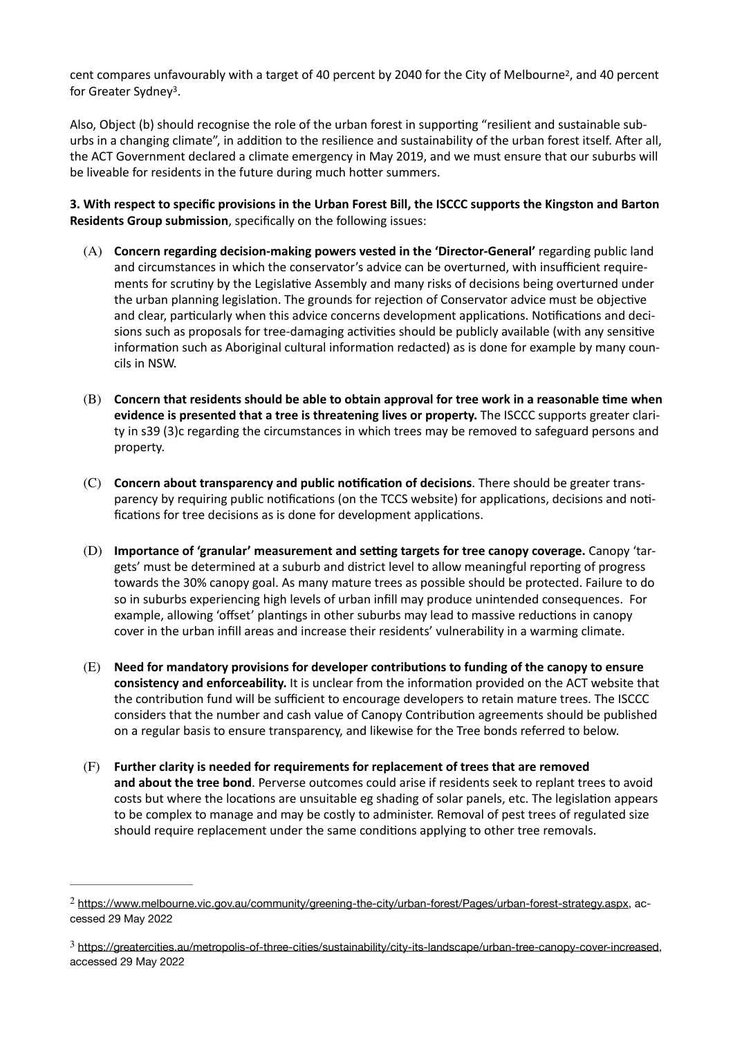cent compares unfavourably with a target of 40 percent by 2040 for the City of Melbourne[2], and 40 percent for Greater Sydney[3].

Also, Object (b) should recognise the role of the urban forest in supporting "resilient and sustainable suburbs in a changing climate", in addition to the resilience and sustainability of the urban forest itself. After all, the ACT Government declared a climate emergency in May 2019, and we must ensure that our suburbs will be liveable for residents in the future during much hotter summers.

**3. With respect to specific provisions in the Urban Forest Bill, the ISCCC supports the Kingston and Barton Residents Group submission**, specifically on the following issues:

(A) **Concern regarding decision-making powers vested in the 'Director-General'** regarding public land and circumstances in which the conservator's advice can be overturned, with insufficient requirements for scrutiny by the Legislative Assembly and many risks of decisions being overturned under the urban planning legislation. The grounds for rejection of Conservator advice must be objective and clear, particularly when this advice concerns development applications. Notifications and decisions such as proposals for tree-damaging activities should be publicly available (with any sensitive information such as Aboriginal cultural information redacted) as is done for example by many councils in NSW.

(B) **Concern that residents should be able to obtain approval for tree work in a reasonable time when evidence is presented that a tree is threatening lives or property.** The ISCCC supports greater clarity in s39 (3)c regarding the circumstances in which trees may be removed to safeguard persons and property.

(C) **Concern about transparency and public notification of decisions**. There should be greater transparency by requiring public notifications (on the TCCS website) for applications, decisions and notifications for tree decisions as is done for development applications.

(D) **Importance of 'granular' measurement and setting targets for tree canopy coverage.** Canopy 'targets' must be determined at a suburb and district level to allow meaningful reporting of progress towards the 30% canopy goal. As many mature trees as possible should be protected. Failure to do so in suburbs experiencing high levels of urban infill may produce unintended consequences. For example, allowing 'offset' plantings in other suburbs may lead to massive reductions in canopy cover in the urban infill areas and increase their residents' vulnerability in a warming climate.

(E) **Need for mandatory provisions for developer contributions to funding of the canopy to ensure consistency and enforceability.** It is unclear from the information provided on the ACT website that the contribution fund will be sufficient to encourage developers to retain mature trees. The ISCCC considers that the number and cash value of Canopy Contribution agreements should be published on a regular basis to ensure transparency, and likewise for the Tree bonds referred to below.

(F) **Further clarity is needed for requirements for replacement of trees that are removed and about the tree bond**. Perverse outcomes could arise if residents seek to replant trees to avoid costs but where the locations are unsuitable eg shading of solar panels, etc. The legislation appears to be complex to manage and may be costly to administer. Removal of pest trees of regulated size should require replacement under the same conditions applying to other tree removals.

---

[2] https://www.melbourne.vic.gov.au/community/greening-the-city/urban-forest/Pages/urban-forest-strategy.aspx, accessed 29 May 2022

[3] https://greatercities.au/metropolis-of-three-cities/sustainability/city-its-landscape/urban-tree-canopy-cover-increased, accessed 29 May 2022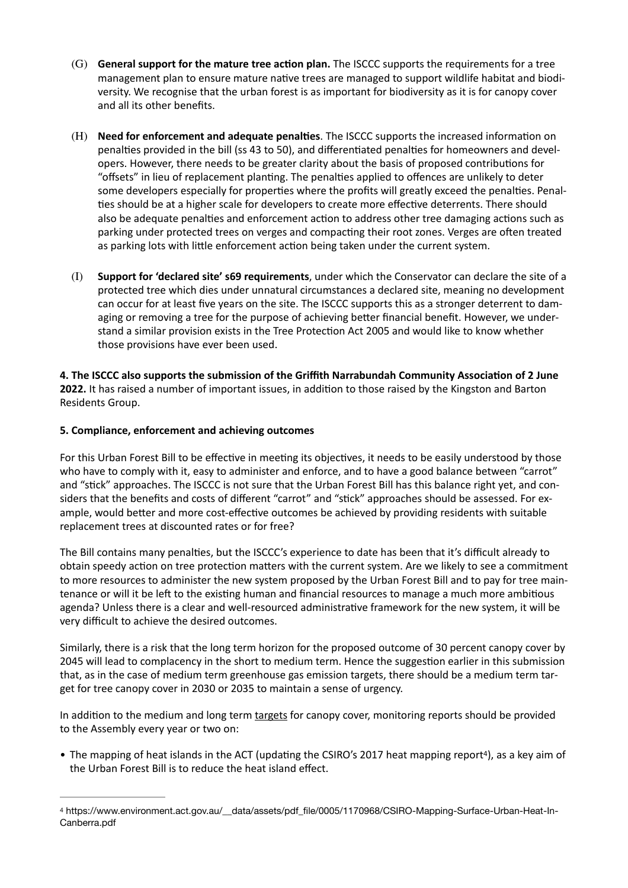(G) **General support for the mature tree action plan.** The ISCCC supports the requirements for a tree management plan to ensure mature native trees are managed to support wildlife habitat and biodiversity. We recognise that the urban forest is as important for biodiversity as it is for canopy cover and all its other benefits.

(H) **Need for enforcement and adequate penalties**. The ISCCC supports the increased information on penalties provided in the bill (ss 43 to 50), and differentiated penalties for homeowners and developers. However, there needs to be greater clarity about the basis of proposed contributions for "offsets" in lieu of replacement planting. The penalties applied to offences are unlikely to deter some developers especially for properties where the profits will greatly exceed the penalties. Penalties should be at a higher scale for developers to create more effective deterrents. There should also be adequate penalties and enforcement action to address other tree damaging actions such as parking under protected trees on verges and compacting their root zones. Verges are often treated as parking lots with little enforcement action being taken under the current system.

(I) **Support for 'declared site' s69 requirements**, under which the Conservator can declare the site of a protected tree which dies under unnatural circumstances a declared site, meaning no development can occur for at least five years on the site. The ISCCC supports this as a stronger deterrent to damaging or removing a tree for the purpose of achieving better financial benefit. However, we understand a similar provision exists in the Tree Protection Act 2005 and would like to know whether those provisions have ever been used.

**4. The ISCCC also supports the submission of the Griffith Narrabundah Community Association of 2 June 2022.** It has raised a number of important issues, in addition to those raised by the Kingston and Barton Residents Group.

**5. Compliance, enforcement and achieving outcomes**

For this Urban Forest Bill to be effective in meeting its objectives, it needs to be easily understood by those who have to comply with it, easy to administer and enforce, and to have a good balance between "carrot" and "stick" approaches. The ISCCC is not sure that the Urban Forest Bill has this balance right yet, and considers that the benefits and costs of different "carrot" and "stick" approaches should be assessed. For example, would better and more cost-effective outcomes be achieved by providing residents with suitable replacement trees at discounted rates or for free?

The Bill contains many penalties, but the ISCCC's experience to date has been that it's difficult already to obtain speedy action on tree protection matters with the current system. Are we likely to see a commitment to more resources to administer the new system proposed by the Urban Forest Bill and to pay for tree maintenance or will it be left to the existing human and financial resources to manage a much more ambitious agenda? Unless there is a clear and well-resourced administrative framework for the new system, it will be very difficult to achieve the desired outcomes.

Similarly, there is a risk that the long term horizon for the proposed outcome of 30 percent canopy cover by 2045 will lead to complacency in the short to medium term. Hence the suggestion earlier in this submission that, as in the case of medium term greenhouse gas emission targets, there should be a medium term target for tree canopy cover in 2030 or 2035 to maintain a sense of urgency.

In addition to the medium and long term <u>targets</u> for canopy cover, monitoring reports should be provided to the Assembly every year or two on:

- The mapping of heat islands in the ACT (updating the CSIRO's 2017 heat mapping report[4]), as a key aim of the Urban Forest Bill is to reduce the heat island effect.

---

[4] https://www.environment.act.gov.au/__data/assets/pdf_file/0005/1170968/CSIRO-Mapping-Surface-Urban-Heat-In-Canberra.pdf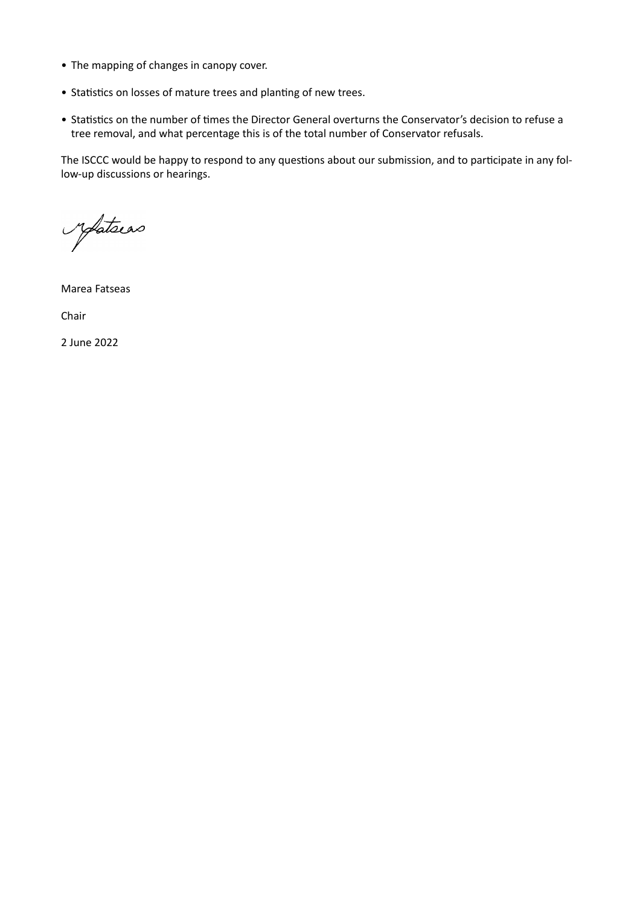- The mapping of changes in canopy cover.
- Statistics on losses of mature trees and planting of new trees.
- Statistics on the number of times the Director General overturns the Conservator's decision to refuse a tree removal, and what percentage this is of the total number of Conservator refusals.

The ISCCC would be happy to respond to any questions about our submission, and to participate in any follow-up discussions or hearings.

Marea Fatseas

Chair

2 June 2022